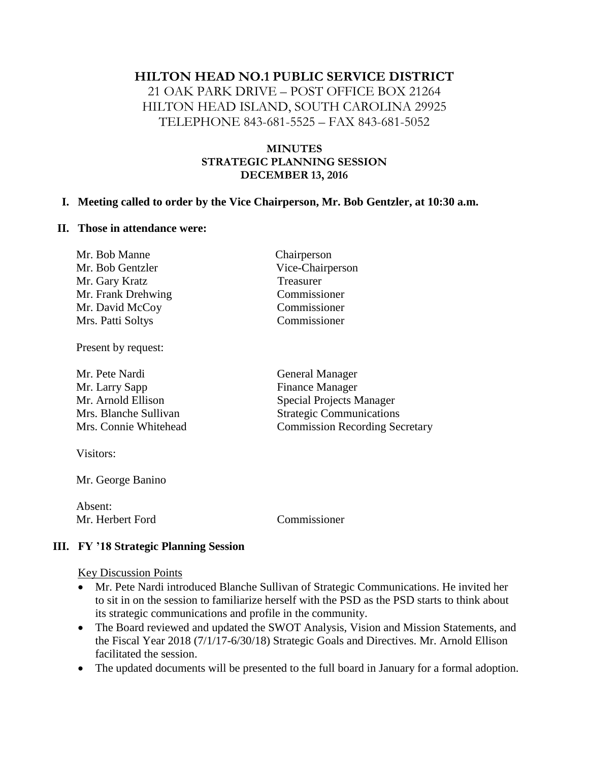# HILTON HEAD NO.1 PUBLIC SERVICE DISTRICT

21 OAK PARK DRIVE – POST OFFICE BOX 21264
HILTON HEAD ISLAND, SOUTH CAROLINA 29925
TELEPHONE 843-681-5525 – FAX 843-681-5052

## MINUTES
## STRATEGIC PLANNING SESSION
## DECEMBER 13, 2016

**I. Meeting called to order by the Vice Chairperson, Mr. Bob Gentzler, at 10:30 a.m.**

**II. Those in attendance were:**

| | |
|---|---|
| Mr. Bob Manne | Chairperson |
| Mr. Bob Gentzler | Vice-Chairperson |
| Mr. Gary Kratz | Treasurer |
| Mr. Frank Drehwing | Commissioner |
| Mr. David McCoy | Commissioner |
| Mrs. Patti Soltys | Commissioner |

Present by request:

| | |
|---|---|
| Mr. Pete Nardi | General Manager |
| Mr. Larry Sapp | Finance Manager |
| Mr. Arnold Ellison | Special Projects Manager |
| Mrs. Blanche Sullivan | Strategic Communications |
| Mrs. Connie Whitehead | Commission Recording Secretary |

Visitors:

Mr. George Banino

Absent:
Mr. Herbert Ford Commissioner

**III. FY '18 Strategic Planning Session**

Key Discussion Points

- Mr. Pete Nardi introduced Blanche Sullivan of Strategic Communications. He invited her to sit in on the session to familiarize herself with the PSD as the PSD starts to think about its strategic communications and profile in the community.
- The Board reviewed and updated the SWOT Analysis, Vision and Mission Statements, and the Fiscal Year 2018 (7/1/17-6/30/18) Strategic Goals and Directives. Mr. Arnold Ellison facilitated the session.
- The updated documents will be presented to the full board in January for a formal adoption.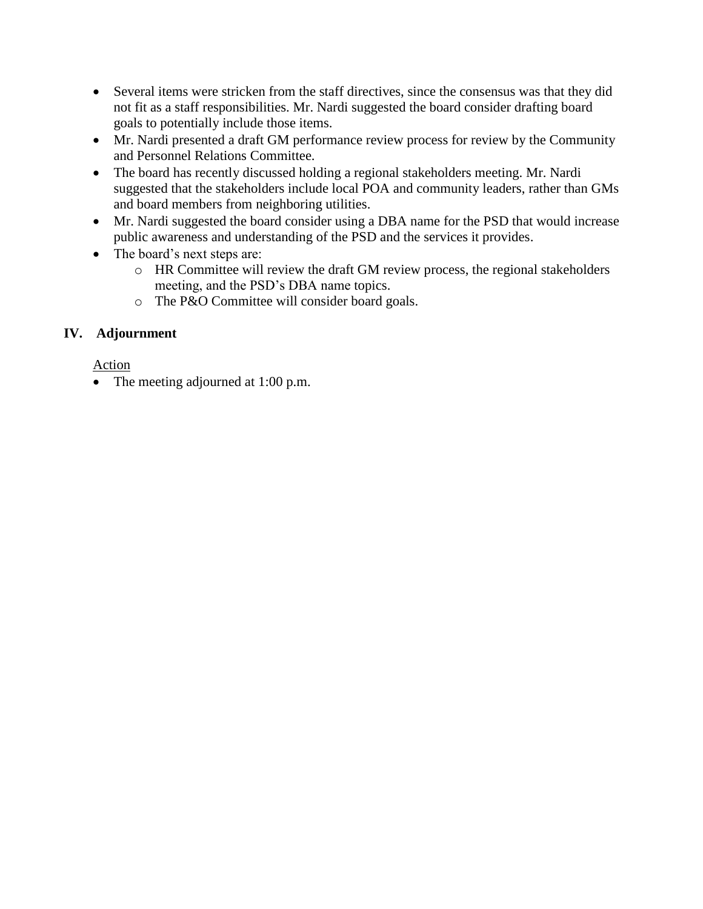- Several items were stricken from the staff directives, since the consensus was that they did not fit as a staff responsibilities. Mr. Nardi suggested the board consider drafting board goals to potentially include those items.
- Mr. Nardi presented a draft GM performance review process for review by the Community and Personnel Relations Committee.
- The board has recently discussed holding a regional stakeholders meeting. Mr. Nardi suggested that the stakeholders include local POA and community leaders, rather than GMs and board members from neighboring utilities.
- Mr. Nardi suggested the board consider using a DBA name for the PSD that would increase public awareness and understanding of the PSD and the services it provides.
- The board's next steps are:
  - HR Committee will review the draft GM review process, the regional stakeholders meeting, and the PSD's DBA name topics.
  - The P&O Committee will consider board goals.

## IV. Adjournment

<u>Action</u>

- The meeting adjourned at 1:00 p.m.